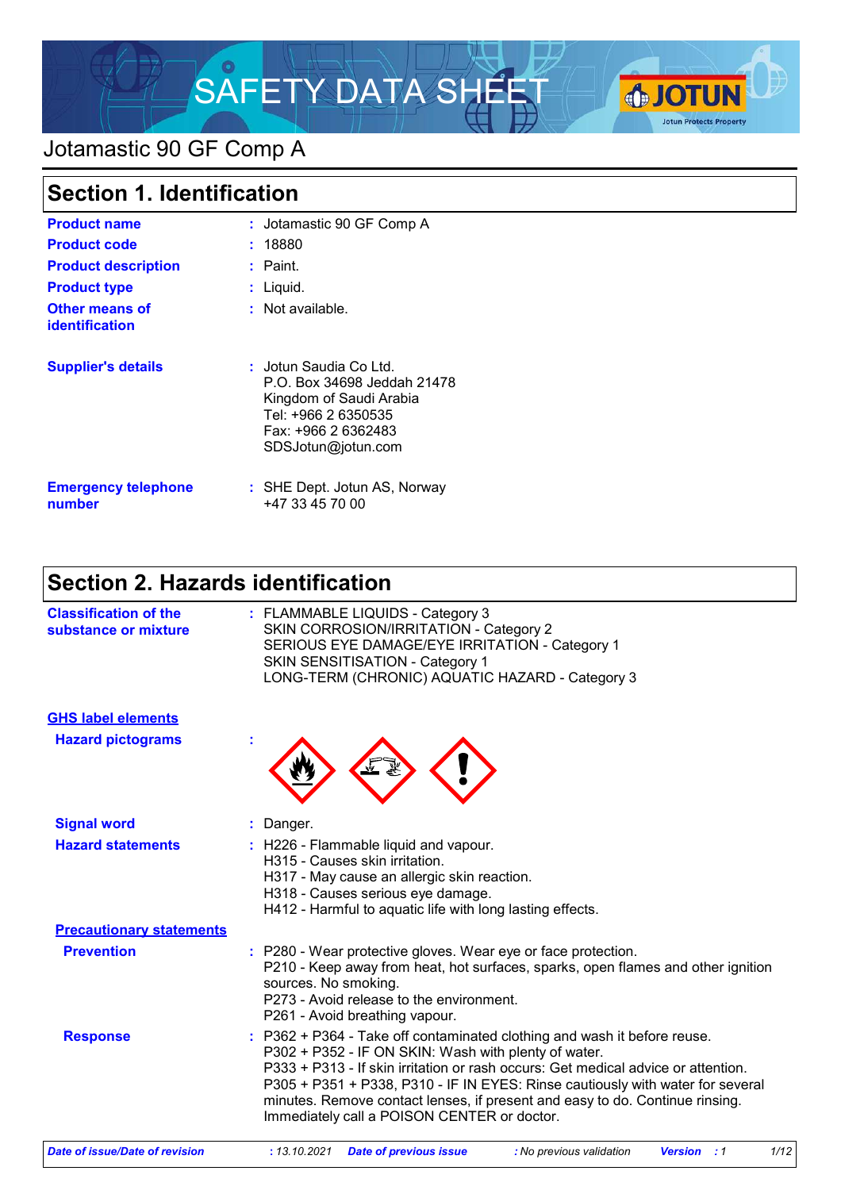# SAFETY DATA SHEET

## Jotamastic 90 GF Comp A

## Section 1. Identification

| | |
|---|---|
| **Product name** | : Jotamastic 90 GF Comp A |
| **Product code** | : 18880 |
| **Product description** | : Paint. |
| **Product type** | : Liquid. |
| **Other means of identification** | : Not available. |
| **Supplier's details** | : Jotun Saudia Co Ltd.<br>P.O. Box 34698 Jeddah 21478<br>Kingdom of Saudi Arabia<br>Tel: +966 2 6350535<br>Fax: +966 2 6362483<br>SDSJotun@jotun.com |
| **Emergency telephone number** | : SHE Dept. Jotun AS, Norway<br>+47 33 45 70 00 |

## Section 2. Hazards identification

**Classification of the substance or mixture** : FLAMMABLE LIQUIDS - Category 3
SKIN CORROSION/IRRITATION - Category 2
SERIOUS EYE DAMAGE/EYE IRRITATION - Category 1
SKIN SENSITISATION - Category 1
LONG-TERM (CHRONIC) AQUATIC HAZARD - Category 3

**GHS label elements**

**Hazard pictograms** :

**Signal word** : Danger.

**Hazard statements** : H226 - Flammable liquid and vapour.
H315 - Causes skin irritation.
H317 - May cause an allergic skin reaction.
H318 - Causes serious eye damage.
H412 - Harmful to aquatic life with long lasting effects.

**Precautionary statements**

**Prevention** : P280 - Wear protective gloves. Wear eye or face protection.
P210 - Keep away from heat, hot surfaces, sparks, open flames and other ignition sources. No smoking.
P273 - Avoid release to the environment.
P261 - Avoid breathing vapour.

**Response** : P362 + P364 - Take off contaminated clothing and wash it before reuse.
P302 + P352 - IF ON SKIN: Wash with plenty of water.
P333 + P313 - If skin irritation or rash occurs: Get medical advice or attention.
P305 + P351 + P338, P310 - IF IN EYES: Rinse cautiously with water for several minutes. Remove contact lenses, if present and easy to do. Continue rinsing. Immediately call a POISON CENTER or doctor.

*Date of issue/Date of revision : 13.10.2021 Date of previous issue : No previous validation Version : 1*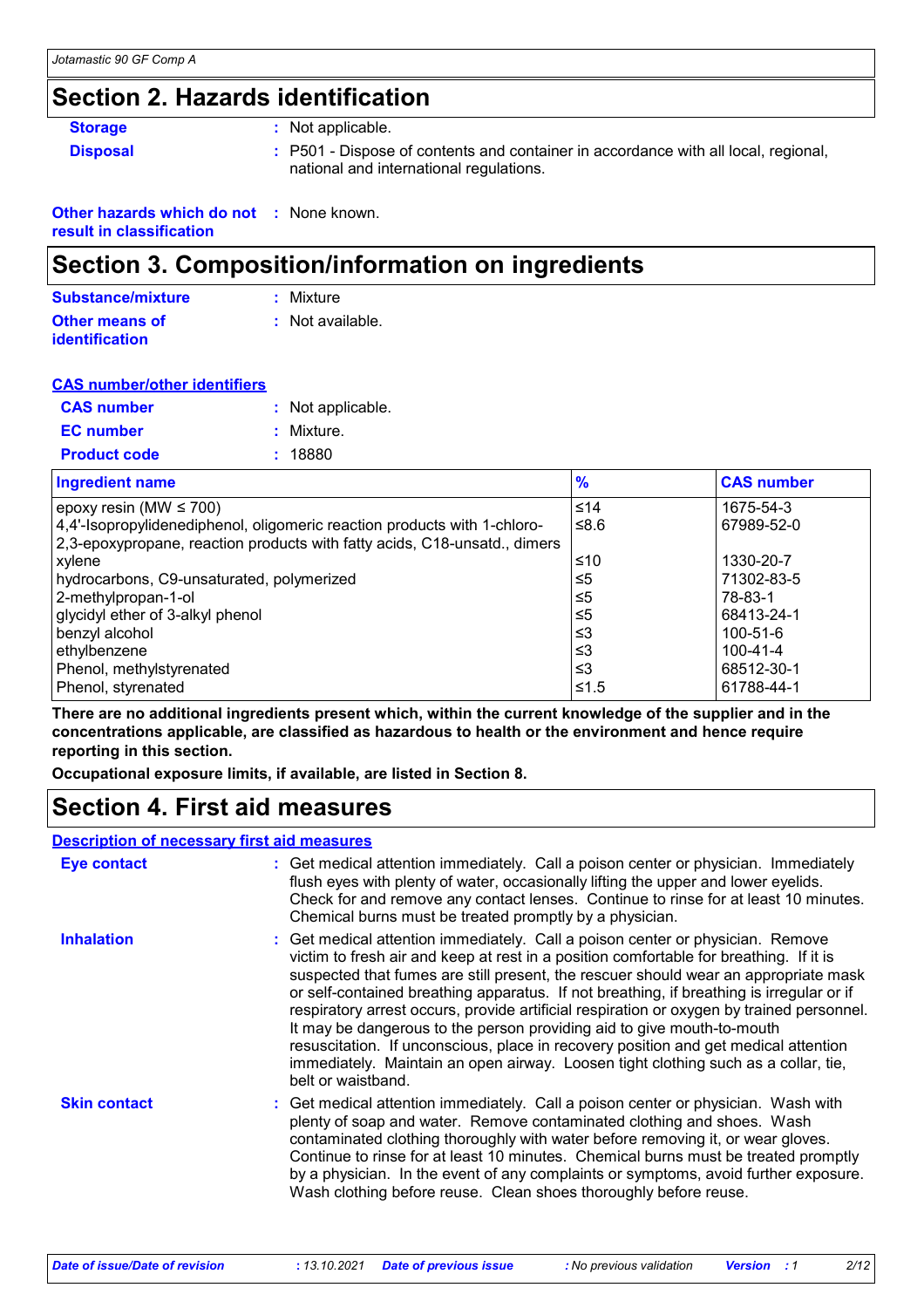## Section 2. Hazards identification

**Storage** : Not applicable.

**Disposal** : P501 - Dispose of contents and container in accordance with all local, regional, national and international regulations.

**Other hazards which do not result in classification** : None known.

## Section 3. Composition/information on ingredients

**Substance/mixture** : Mixture

**Other means of identification** : Not available.

**CAS number/other identifiers**

**CAS number** : Not applicable.

**EC number** : Mixture.

**Product code** : 18880

| Ingredient name | % | CAS number |
|---|---|---|
| epoxy resin (MW ≤ 700) | ≤14 | 1675-54-3 |
| 4,4'-Isopropylidenediphenol, oligomeric reaction products with 1-chloro-2,3-epoxypropane, reaction products with fatty acids, C18-unsatd., dimers | ≤8.6 | 67989-52-0 |
| xylene | ≤10 | 1330-20-7 |
| hydrocarbons, C9-unsaturated, polymerized | ≤5 | 71302-83-5 |
| 2-methylpropan-1-ol | ≤5 | 78-83-1 |
| glycidyl ether of 3-alkyl phenol | ≤5 | 68413-24-1 |
| benzyl alcohol | ≤3 | 100-51-6 |
| ethylbenzene | ≤3 | 100-41-4 |
| Phenol, methylstyrenated | ≤3 | 68512-30-1 |
| Phenol, styrenated | ≤1.5 | 61788-44-1 |

**There are no additional ingredients present which, within the current knowledge of the supplier and in the concentrations applicable, are classified as hazardous to health or the environment and hence require reporting in this section.**

**Occupational exposure limits, if available, are listed in Section 8.**

## Section 4. First aid measures

**Description of necessary first aid measures**

**Eye contact** : Get medical attention immediately. Call a poison center or physician. Immediately flush eyes with plenty of water, occasionally lifting the upper and lower eyelids. Check for and remove any contact lenses. Continue to rinse for at least 10 minutes. Chemical burns must be treated promptly by a physician.

**Inhalation** : Get medical attention immediately. Call a poison center or physician. Remove victim to fresh air and keep at rest in a position comfortable for breathing. If it is suspected that fumes are still present, the rescuer should wear an appropriate mask or self-contained breathing apparatus. If not breathing, if breathing is irregular or if respiratory arrest occurs, provide artificial respiration or oxygen by trained personnel. It may be dangerous to the person providing aid to give mouth-to-mouth resuscitation. If unconscious, place in recovery position and get medical attention immediately. Maintain an open airway. Loosen tight clothing such as a collar, tie, belt or waistband.

**Skin contact** : Get medical attention immediately. Call a poison center or physician. Wash with plenty of soap and water. Remove contaminated clothing and shoes. Wash contaminated clothing thoroughly with water before removing it, or wear gloves. Continue to rinse for at least 10 minutes. Chemical burns must be treated promptly by a physician. In the event of any complaints or symptoms, avoid further exposure. Wash clothing before reuse. Clean shoes thoroughly before reuse.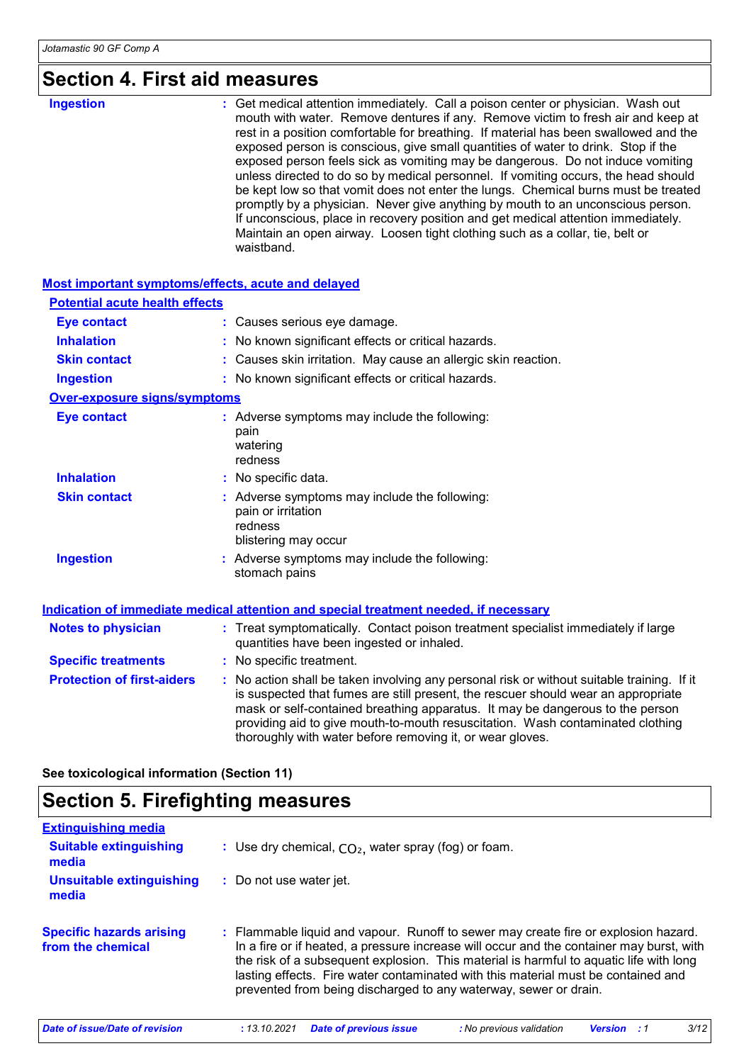## Section 4. First aid measures

**Ingestion** : Get medical attention immediately. Call a poison center or physician. Wash out mouth with water. Remove dentures if any. Remove victim to fresh air and keep at rest in a position comfortable for breathing. If material has been swallowed and the exposed person is conscious, give small quantities of water to drink. Stop if the exposed person feels sick as vomiting may be dangerous. Do not induce vomiting unless directed to do so by medical personnel. If vomiting occurs, the head should be kept low so that vomit does not enter the lungs. Chemical burns must be treated promptly by a physician. Never give anything by mouth to an unconscious person. If unconscious, place in recovery position and get medical attention immediately. Maintain an open airway. Loosen tight clothing such as a collar, tie, belt or waistband.

### Most important symptoms/effects, acute and delayed

#### Potential acute health effects

**Eye contact** : Causes serious eye damage.

**Inhalation** : No known significant effects or critical hazards.

**Skin contact** : Causes skin irritation. May cause an allergic skin reaction.

**Ingestion** : No known significant effects or critical hazards.

#### Over-exposure signs/symptoms

**Eye contact** : Adverse symptoms may include the following:
pain
watering
redness

**Inhalation** : No specific data.

**Skin contact** : Adverse symptoms may include the following:
pain or irritation
redness
blistering may occur

**Ingestion** : Adverse symptoms may include the following:
stomach pains

### Indication of immediate medical attention and special treatment needed, if necessary

**Notes to physician** : Treat symptomatically. Contact poison treatment specialist immediately if large quantities have been ingested or inhaled.

**Specific treatments** : No specific treatment.

**Protection of first-aiders** : No action shall be taken involving any personal risk or without suitable training. If it is suspected that fumes are still present, the rescuer should wear an appropriate mask or self-contained breathing apparatus. It may be dangerous to the person providing aid to give mouth-to-mouth resuscitation. Wash contaminated clothing thoroughly with water before removing it, or wear gloves.

**See toxicological information (Section 11)**

## Section 5. Firefighting measures

### Extinguishing media

**Suitable extinguishing media** : Use dry chemical, $CO_2$, water spray (fog) or foam.

**Unsuitable extinguishing media** : Do not use water jet.

**Specific hazards arising from the chemical** : Flammable liquid and vapour. Runoff to sewer may create fire or explosion hazard. In a fire or if heated, a pressure increase will occur and the container may burst, with the risk of a subsequent explosion. This material is harmful to aquatic life with long lasting effects. Fire water contaminated with this material must be contained and prevented from being discharged to any waterway, sewer or drain.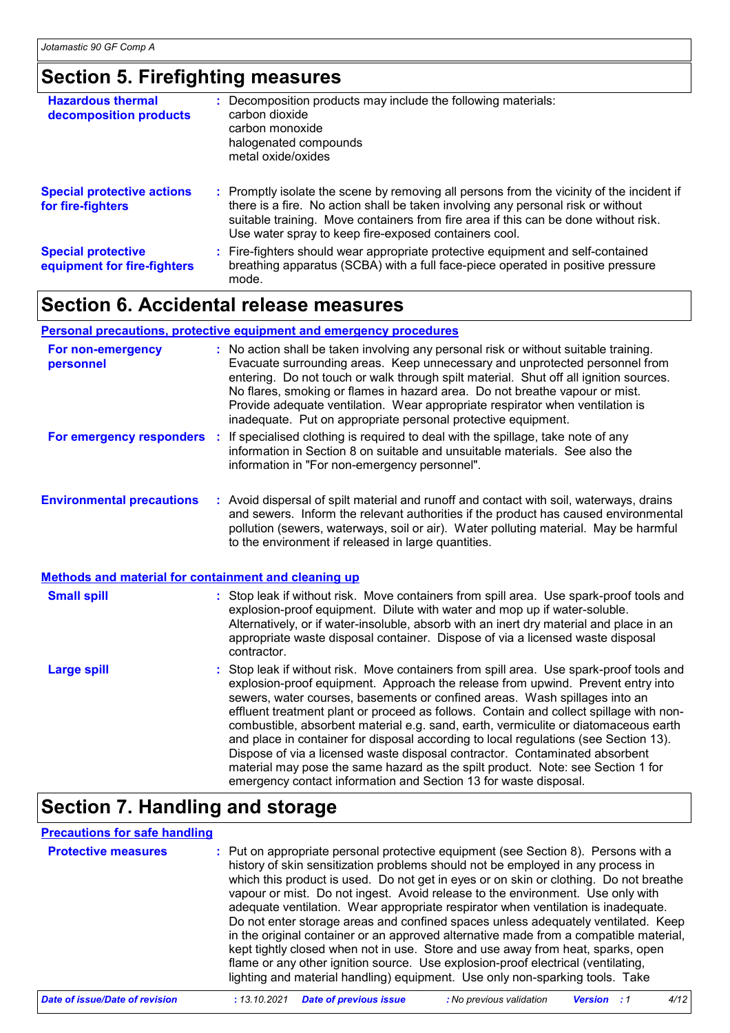## Section 5. Firefighting measures

**Hazardous thermal decomposition products** : Decomposition products may include the following materials:
carbon dioxide
carbon monoxide
halogenated compounds
metal oxide/oxides

**Special protective actions for fire-fighters** : Promptly isolate the scene by removing all persons from the vicinity of the incident if there is a fire. No action shall be taken involving any personal risk or without suitable training. Move containers from fire area if this can be done without risk. Use water spray to keep fire-exposed containers cool.

**Special protective equipment for fire-fighters** : Fire-fighters should wear appropriate protective equipment and self-contained breathing apparatus (SCBA) with a full face-piece operated in positive pressure mode.

## Section 6. Accidental release measures

### Personal precautions, protective equipment and emergency procedures

**For non-emergency personnel** : No action shall be taken involving any personal risk or without suitable training. Evacuate surrounding areas. Keep unnecessary and unprotected personnel from entering. Do not touch or walk through spilt material. Shut off all ignition sources. No flares, smoking or flames in hazard area. Do not breathe vapour or mist. Provide adequate ventilation. Wear appropriate respirator when ventilation is inadequate. Put on appropriate personal protective equipment.

**For emergency responders** : If specialised clothing is required to deal with the spillage, take note of any information in Section 8 on suitable and unsuitable materials. See also the information in "For non-emergency personnel".

**Environmental precautions** : Avoid dispersal of spilt material and runoff and contact with soil, waterways, drains and sewers. Inform the relevant authorities if the product has caused environmental pollution (sewers, waterways, soil or air). Water polluting material. May be harmful to the environment if released in large quantities.

### Methods and material for containment and cleaning up

**Small spill** : Stop leak if without risk. Move containers from spill area. Use spark-proof tools and explosion-proof equipment. Dilute with water and mop up if water-soluble. Alternatively, or if water-insoluble, absorb with an inert dry material and place in an appropriate waste disposal container. Dispose of via a licensed waste disposal contractor.

**Large spill** : Stop leak if without risk. Move containers from spill area. Use spark-proof tools and explosion-proof equipment. Approach the release from upwind. Prevent entry into sewers, water courses, basements or confined areas. Wash spillages into an effluent treatment plant or proceed as follows. Contain and collect spillage with non-combustible, absorbent material e.g. sand, earth, vermiculite or diatomaceous earth and place in container for disposal according to local regulations (see Section 13). Dispose of via a licensed waste disposal contractor. Contaminated absorbent material may pose the same hazard as the spilt product. Note: see Section 1 for emergency contact information and Section 13 for waste disposal.

## Section 7. Handling and storage

### Precautions for safe handling

**Protective measures** : Put on appropriate personal protective equipment (see Section 8). Persons with a history of skin sensitization problems should not be employed in any process in which this product is used. Do not get in eyes or on skin or clothing. Do not breathe vapour or mist. Do not ingest. Avoid release to the environment. Use only with adequate ventilation. Wear appropriate respirator when ventilation is inadequate. Do not enter storage areas and confined spaces unless adequately ventilated. Keep in the original container or an approved alternative made from a compatible material, kept tightly closed when not in use. Store and use away from heat, sparks, open flame or any other ignition source. Use explosion-proof electrical (ventilating, lighting and material handling) equipment. Use only non-sparking tools. Take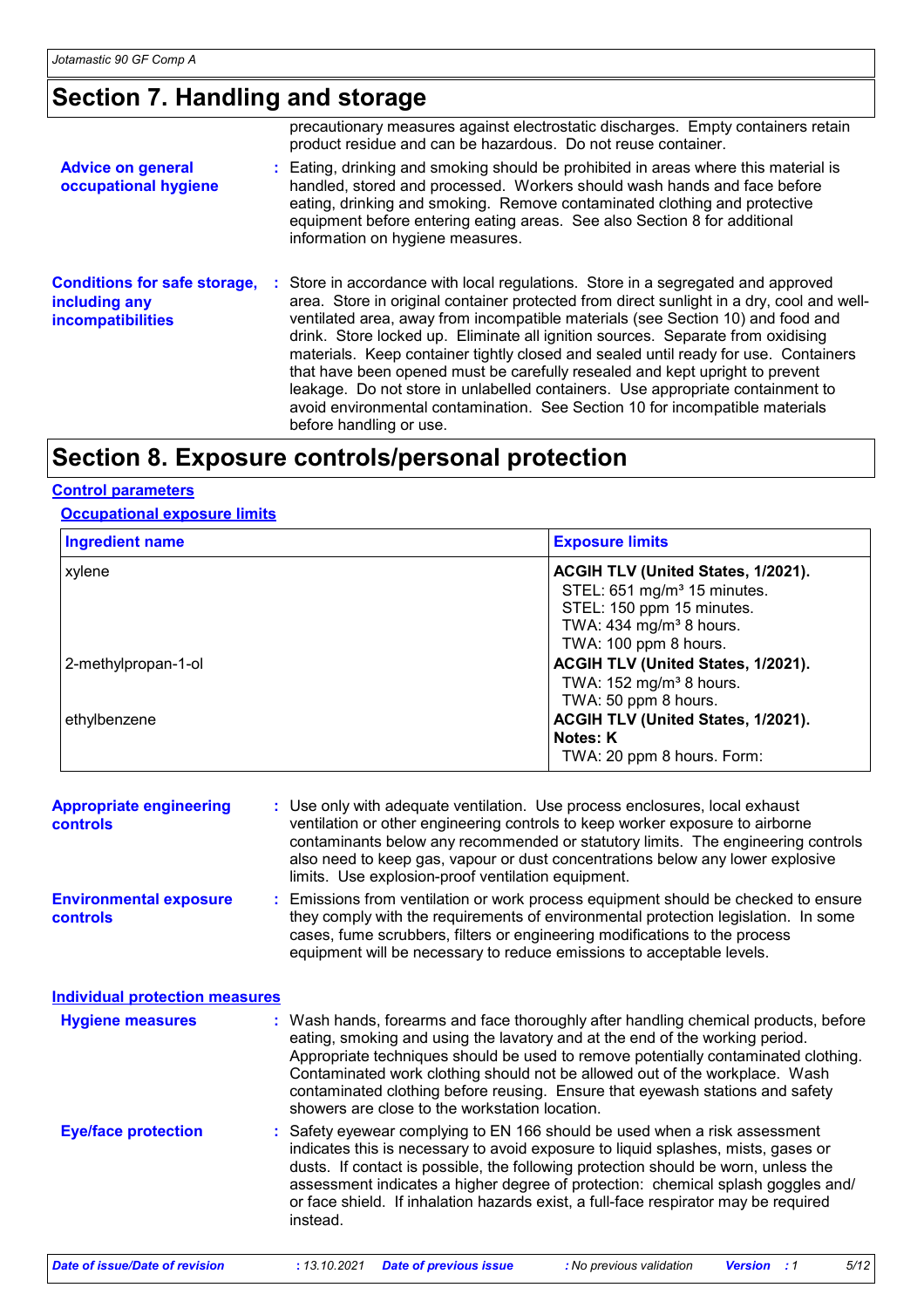## Section 7. Handling and storage

precautionary measures against electrostatic discharges. Empty containers retain product residue and can be hazardous. Do not reuse container.

**Advice on general occupational hygiene** : Eating, drinking and smoking should be prohibited in areas where this material is handled, stored and processed. Workers should wash hands and face before eating, drinking and smoking. Remove contaminated clothing and protective equipment before entering eating areas. See also Section 8 for additional information on hygiene measures.

**Conditions for safe storage, including any incompatibilities** : Store in accordance with local regulations. Store in a segregated and approved area. Store in original container protected from direct sunlight in a dry, cool and well-ventilated area, away from incompatible materials (see Section 10) and food and drink. Store locked up. Eliminate all ignition sources. Separate from oxidising materials. Keep container tightly closed and sealed until ready for use. Containers that have been opened must be carefully resealed and kept upright to prevent leakage. Do not store in unlabelled containers. Use appropriate containment to avoid environmental contamination. See Section 10 for incompatible materials before handling or use.

## Section 8. Exposure controls/personal protection

### Control parameters

#### Occupational exposure limits

| Ingredient name | Exposure limits |
|---|---|
| xylene | **ACGIH TLV (United States, 1/2021).**<br>STEL: 651 mg/m³ 15 minutes.<br>STEL: 150 ppm 15 minutes.<br>TWA: 434 mg/m³ 8 hours.<br>TWA: 100 ppm 8 hours. |
| 2-methylpropan-1-ol | **ACGIH TLV (United States, 1/2021).**<br>TWA: 152 mg/m³ 8 hours.<br>TWA: 50 ppm 8 hours. |
| ethylbenzene | **ACGIH TLV (United States, 1/2021).**<br>**Notes: K**<br>TWA: 20 ppm 8 hours. Form: |

**Appropriate engineering controls** : Use only with adequate ventilation. Use process enclosures, local exhaust ventilation or other engineering controls to keep worker exposure to airborne contaminants below any recommended or statutory limits. The engineering controls also need to keep gas, vapour or dust concentrations below any lower explosive limits. Use explosion-proof ventilation equipment.

**Environmental exposure controls** : Emissions from ventilation or work process equipment should be checked to ensure they comply with the requirements of environmental protection legislation. In some cases, fume scrubbers, filters or engineering modifications to the process equipment will be necessary to reduce emissions to acceptable levels.

### Individual protection measures

**Hygiene measures** : Wash hands, forearms and face thoroughly after handling chemical products, before eating, smoking and using the lavatory and at the end of the working period. Appropriate techniques should be used to remove potentially contaminated clothing. Contaminated work clothing should not be allowed out of the workplace. Wash contaminated clothing before reusing. Ensure that eyewash stations and safety showers are close to the workstation location.

**Eye/face protection** : Safety eyewear complying to EN 166 should be used when a risk assessment indicates this is necessary to avoid exposure to liquid splashes, mists, gases or dusts. If contact is possible, the following protection should be worn, unless the assessment indicates a higher degree of protection: chemical splash goggles and/or face shield. If inhalation hazards exist, a full-face respirator may be required instead.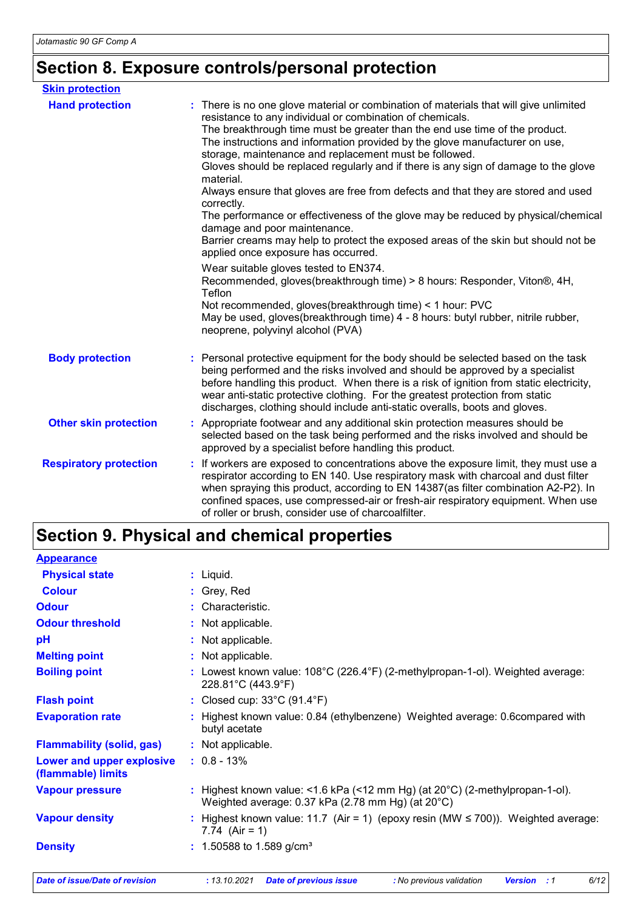# Section 8. Exposure controls/personal protection

**Skin protection**

| | |
|---|---|
| **Hand protection** | : There is no one glove material or combination of materials that will give unlimited resistance to any individual or combination of chemicals. The breakthrough time must be greater than the end use time of the product. The instructions and information provided by the glove manufacturer on use, storage, maintenance and replacement must be followed. Gloves should be replaced regularly and if there is any sign of damage to the glove material. Always ensure that gloves are free from defects and that they are stored and used correctly. The performance or effectiveness of the glove may be reduced by physical/chemical damage and poor maintenance. Barrier creams may help to protect the exposed areas of the skin but should not be applied once exposure has occurred. Wear suitable gloves tested to EN374. Recommended, gloves(breakthrough time) > 8 hours: Responder, Viton®, 4H, Teflon Not recommended, gloves(breakthrough time) < 1 hour: PVC May be used, gloves(breakthrough time) 4 - 8 hours: butyl rubber, nitrile rubber, neoprene, polyvinyl alcohol (PVA) |
| **Body protection** | : Personal protective equipment for the body should be selected based on the task being performed and the risks involved and should be approved by a specialist before handling this product. When there is a risk of ignition from static electricity, wear anti-static protective clothing. For the greatest protection from static discharges, clothing should include anti-static overalls, boots and gloves. |
| **Other skin protection** | : Appropriate footwear and any additional skin protection measures should be selected based on the task being performed and the risks involved and should be approved by a specialist before handling this product. |
| **Respiratory protection** | : If workers are exposed to concentrations above the exposure limit, they must use a respirator according to EN 140. Use respiratory mask with charcoal and dust filter when spraying this product, according to EN 14387(as filter combination A2-P2). In confined spaces, use compressed-air or fresh-air respiratory equipment. When use of roller or brush, consider use of charcoalfilter. |

# Section 9. Physical and chemical properties

**Appearance**

| | |
|---|---|
| **Physical state** | : Liquid. |
| **Colour** | : Grey, Red |
| **Odour** | : Characteristic. |
| **Odour threshold** | : Not applicable. |
| **pH** | : Not applicable. |
| **Melting point** | : Not applicable. |
| **Boiling point** | : Lowest known value: 108°C (226.4°F) (2-methylpropan-1-ol). Weighted average: 228.81°C (443.9°F) |
| **Flash point** | : Closed cup: 33°C (91.4°F) |
| **Evaporation rate** | : Highest known value: 0.84 (ethylbenzene) Weighted average: 0.6compared with butyl acetate |
| **Flammability (solid, gas)** | : Not applicable. |
| **Lower and upper explosive (flammable) limits** | : 0.8 - 13% |
| **Vapour pressure** | : Highest known value: <1.6 kPa (<12 mm Hg) (at 20°C) (2-methylpropan-1-ol). Weighted average: 0.37 kPa (2.78 mm Hg) (at 20°C) |
| **Vapour density** | : Highest known value: 11.7 (Air = 1) (epoxy resin (MW ≤ 700)). Weighted average: 7.74 (Air = 1) |
| **Density** | : 1.50588 to 1.589 g/cm³ |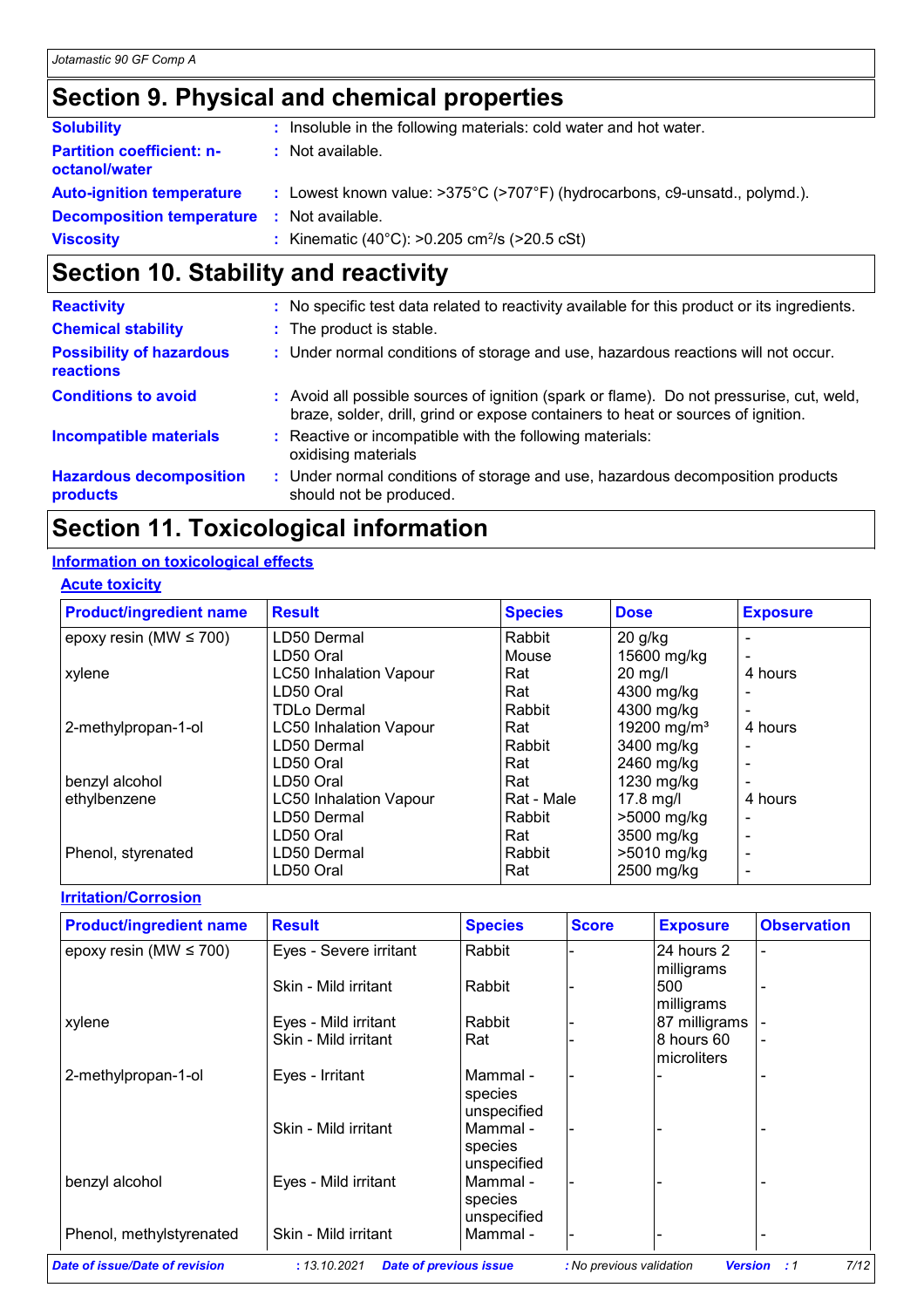# Section 9. Physical and chemical properties

| | |
|---|---|
| **Solubility** | : Insoluble in the following materials: cold water and hot water. |
| **Partition coefficient: n-octanol/water** | : Not available. |
| **Auto-ignition temperature** | : Lowest known value: >375°C (>707°F) (hydrocarbons, c9-unsatd., polymd.). |
| **Decomposition temperature** | : Not available. |
| **Viscosity** | : Kinematic (40°C): >0.205 $cm^2/s$ (>20.5 cSt) |

# Section 10. Stability and reactivity

| | |
|---|---|
| **Reactivity** | : No specific test data related to reactivity available for this product or its ingredients. |
| **Chemical stability** | : The product is stable. |
| **Possibility of hazardous reactions** | : Under normal conditions of storage and use, hazardous reactions will not occur. |
| **Conditions to avoid** | : Avoid all possible sources of ignition (spark or flame). Do not pressurise, cut, weld, braze, solder, drill, grind or expose containers to heat or sources of ignition. |
| **Incompatible materials** | : Reactive or incompatible with the following materials: oxidising materials |
| **Hazardous decomposition products** | : Under normal conditions of storage and use, hazardous decomposition products should not be produced. |

# Section 11. Toxicological information

## Information on toxicological effects

### Acute toxicity

| Product/ingredient name | Result | Species | Dose | Exposure |
|---|---|---|---|---|
| epoxy resin (MW ≤ 700) | LD50 Dermal | Rabbit | 20 g/kg | - |
| | LD50 Oral | Mouse | 15600 mg/kg | - |
| xylene | LC50 Inhalation Vapour | Rat | 20 mg/l | 4 hours |
| | LD50 Oral | Rat | 4300 mg/kg | - |
| | TDLo Dermal | Rabbit | 4300 mg/kg | - |
| 2-methylpropan-1-ol | LC50 Inhalation Vapour | Rat | 19200 $mg/m^3$ | 4 hours |
| | LD50 Dermal | Rabbit | 3400 mg/kg | - |
| | LD50 Oral | Rat | 2460 mg/kg | - |
| benzyl alcohol | LD50 Oral | Rat | 1230 mg/kg | - |
| ethylbenzene | LC50 Inhalation Vapour | Rat - Male | 17.8 mg/l | 4 hours |
| | LD50 Dermal | Rabbit | >5000 mg/kg | - |
| | LD50 Oral | Rat | 3500 mg/kg | - |
| Phenol, styrenated | LD50 Dermal | Rabbit | >5010 mg/kg | - |
| | LD50 Oral | Rat | 2500 mg/kg | - |

### Irritation/Corrosion

| Product/ingredient name | Result | Species | Score | Exposure | Observation |
|---|---|---|---|---|---|
| epoxy resin (MW ≤ 700) | Eyes - Severe irritant | Rabbit | - | 24 hours 2 milligrams | - |
| | Skin - Mild irritant | Rabbit | - | 500 milligrams | - |
| xylene | Eyes - Mild irritant | Rabbit | - | 87 milligrams | - |
| | Skin - Mild irritant | Rat | - | 8 hours 60 microliters | - |
| 2-methylpropan-1-ol | Eyes - Irritant | Mammal - species unspecified | - | - | - |
| | Skin - Mild irritant | Mammal - species unspecified | - | - | - |
| benzyl alcohol | Eyes - Mild irritant | Mammal - species unspecified | - | - | - |
| Phenol, methylstyrenated | Skin - Mild irritant | Mammal - | - | - | - |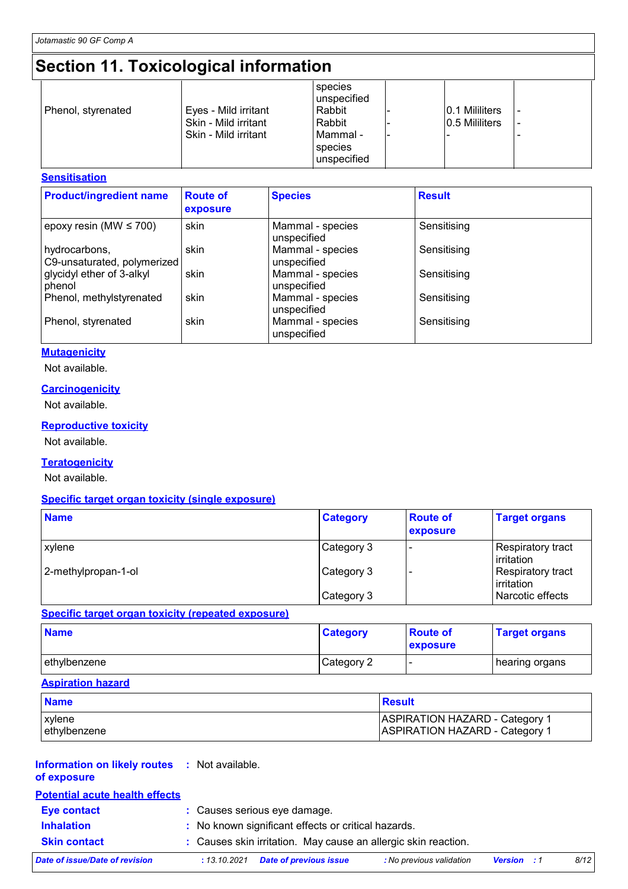# Section 11. Toxicological information

| | | | | | |
|---|---|---|---|---|---|
| | | species unspecified | | | |
| Phenol, styrenated | Eyes - Mild irritant | Rabbit | - | 0.1 Mililiters | - |
| | Skin - Mild irritant | Rabbit | - | 0.5 Mililiters | - |
| | Skin - Mild irritant | Mammal - species unspecified | - | - | - |

### Sensitisation

| Product/ingredient name | Route of exposure | Species | Result |
|---|---|---|---|
| epoxy resin (MW ≤ 700) | skin | Mammal - species unspecified | Sensitising |
| hydrocarbons, C9-unsaturated, polymerized | skin | Mammal - species unspecified | Sensitising |
| glycidyl ether of 3-alkyl phenol | skin | Mammal - species unspecified | Sensitising |
| Phenol, methylstyrenated | skin | Mammal - species unspecified | Sensitising |
| Phenol, styrenated | skin | Mammal - species unspecified | Sensitising |

### Mutagenicity

Not available.

### Carcinogenicity

Not available.

### Reproductive toxicity

Not available.

### Teratogenicity

Not available.

### Specific target organ toxicity (single exposure)

| Name | Category | Route of exposure | Target organs |
|---|---|---|---|
| xylene | Category 3 | - | Respiratory tract irritation |
| 2-methylpropan-1-ol | Category 3 | - | Respiratory tract irritation |
| | Category 3 | | Narcotic effects |

### Specific target organ toxicity (repeated exposure)

| Name | Category | Route of exposure | Target organs |
|---|---|---|---|
| ethylbenzene | Category 2 | - | hearing organs |

### Aspiration hazard

| Name | Result |
|---|---|
| xylene | ASPIRATION HAZARD - Category 1 |
| ethylbenzene | ASPIRATION HAZARD - Category 1 |

**Information on likely routes of exposure** : Not available.

### Potential acute health effects

**Eye contact** : Causes serious eye damage.

**Inhalation** : No known significant effects or critical hazards.

**Skin contact** : Causes skin irritation. May cause an allergic skin reaction.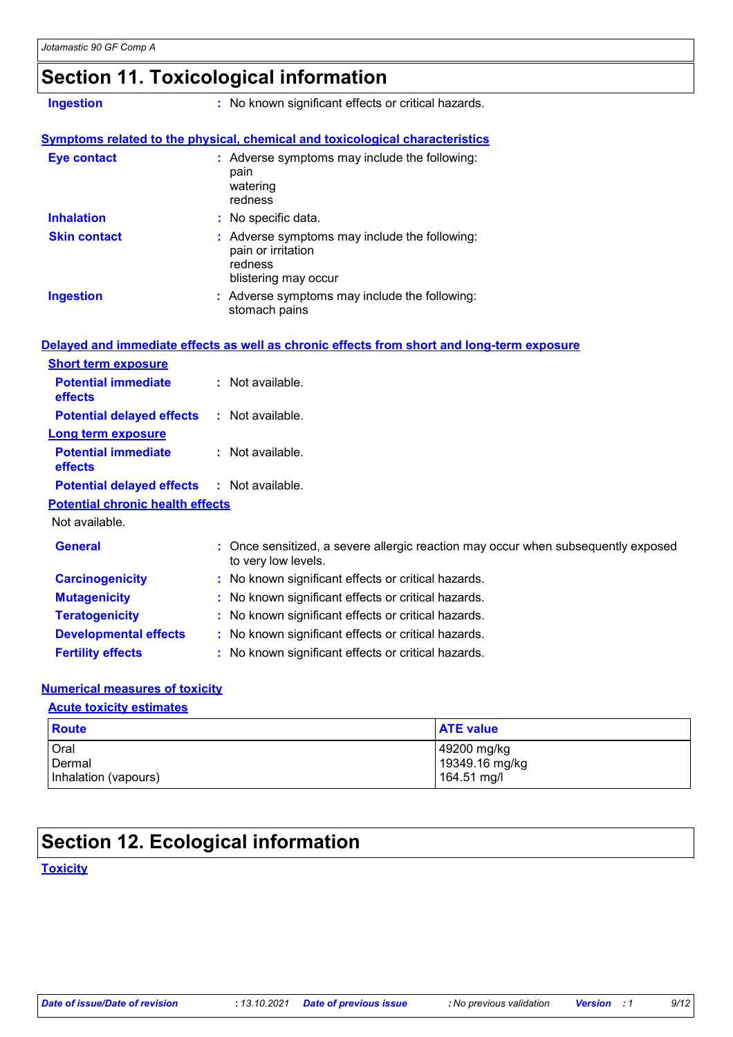# Section 11. Toxicological information

**Ingestion** : No known significant effects or critical hazards.

**Symptoms related to the physical, chemical and toxicological characteristics**

**Eye contact** : Adverse symptoms may include the following:
pain
watering
redness

**Inhalation** : No specific data.

**Skin contact** : Adverse symptoms may include the following:
pain or irritation
redness
blistering may occur

**Ingestion** : Adverse symptoms may include the following:
stomach pains

**Delayed and immediate effects as well as chronic effects from short and long-term exposure**

**Short term exposure**

**Potential immediate effects** : Not available.

**Potential delayed effects** : Not available.

**Long term exposure**

**Potential immediate effects** : Not available.

**Potential delayed effects** : Not available.

**Potential chronic health effects**

Not available.

**General** : Once sensitized, a severe allergic reaction may occur when subsequently exposed to very low levels.

**Carcinogenicity** : No known significant effects or critical hazards.

**Mutagenicity** : No known significant effects or critical hazards.

**Teratogenicity** : No known significant effects or critical hazards.

**Developmental effects** : No known significant effects or critical hazards.

**Fertility effects** : No known significant effects or critical hazards.

**Numerical measures of toxicity**

**Acute toxicity estimates**

| Route | ATE value |
|---|---|
| Oral | 49200 mg/kg |
| Dermal | 19349.16 mg/kg |
| Inhalation (vapours) | 164.51 mg/l |

# Section 12. Ecological information

**Toxicity**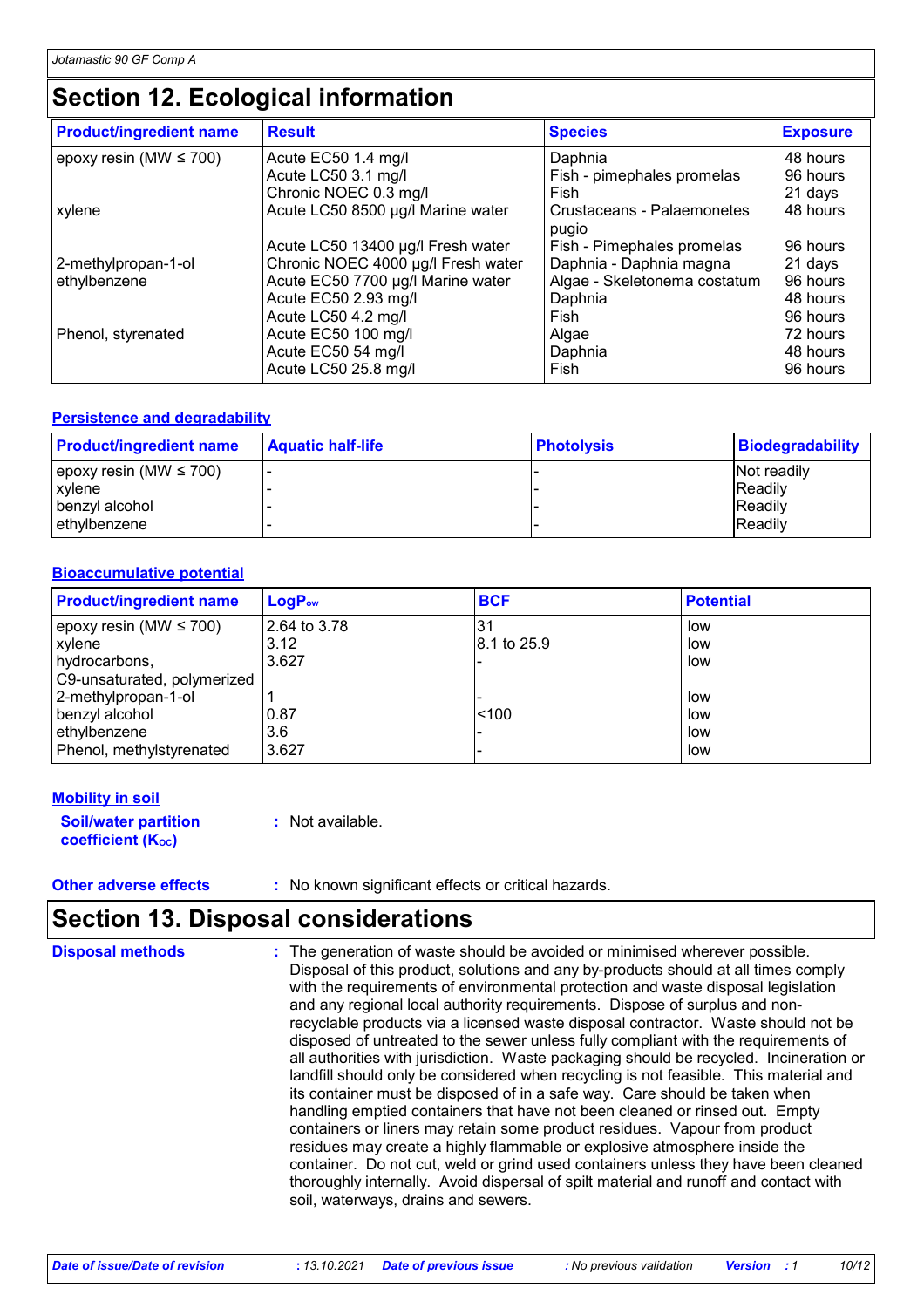## Section 12. Ecological information

| Product/ingredient name | Result | Species | Exposure |
|---|---|---|---|
| epoxy resin (MW ≤ 700) | Acute EC50 1.4 mg/l | Daphnia | 48 hours |
| | Acute LC50 3.1 mg/l | Fish - pimephales promelas | 96 hours |
| | Chronic NOEC 0.3 mg/l | Fish | 21 days |
| xylene | Acute LC50 8500 µg/l Marine water | Crustaceans - Palaemonetes pugio | 48 hours |
| | Acute LC50 13400 µg/l Fresh water | Fish - Pimephales promelas | 96 hours |
| 2-methylpropan-1-ol | Chronic NOEC 4000 µg/l Fresh water | Daphnia - Daphnia magna | 21 days |
| ethylbenzene | Acute EC50 7700 µg/l Marine water | Algae - Skeletonema costatum | 96 hours |
| | Acute EC50 2.93 mg/l | Daphnia | 48 hours |
| | Acute LC50 4.2 mg/l | Fish | 96 hours |
| Phenol, styrenated | Acute EC50 100 mg/l | Algae | 72 hours |
| | Acute EC50 54 mg/l | Daphnia | 48 hours |
| | Acute LC50 25.8 mg/l | Fish | 96 hours |

### Persistence and degradability

| Product/ingredient name | Aquatic half-life | Photolysis | Biodegradability |
|---|---|---|---|
| epoxy resin (MW ≤ 700) | - | - | Not readily |
| xylene | - | - | Readily |
| benzyl alcohol | - | - | Readily |
| ethylbenzene | - | - | Readily |

### Bioaccumulative potential

| Product/ingredient name | $LogP_{ow}$ | BCF | Potential |
|---|---|---|---|
| epoxy resin (MW ≤ 700) | 2.64 to 3.78 | 31 | low |
| xylene | 3.12 | 8.1 to 25.9 | low |
| hydrocarbons, C9-unsaturated, polymerized | 3.627 | - | low |
| 2-methylpropan-1-ol | 1 | - | low |
| benzyl alcohol | 0.87 | <100 | low |
| ethylbenzene | 3.6 | - | low |
| Phenol, methylstyrenated | 3.627 | - | low |

### Mobility in soil

**Soil/water partition coefficient ($K_{OC}$)** : Not available.

**Other adverse effects** : No known significant effects or critical hazards.

## Section 13. Disposal considerations

**Disposal methods** : The generation of waste should be avoided or minimised wherever possible. Disposal of this product, solutions and any by-products should at all times comply with the requirements of environmental protection and waste disposal legislation and any regional local authority requirements. Dispose of surplus and non-recyclable products via a licensed waste disposal contractor. Waste should not be disposed of untreated to the sewer unless fully compliant with the requirements of all authorities with jurisdiction. Waste packaging should be recycled. Incineration or landfill should only be considered when recycling is not feasible. This material and its container must be disposed of in a safe way. Care should be taken when handling emptied containers that have not been cleaned or rinsed out. Empty containers or liners may retain some product residues. Vapour from product residues may create a highly flammable or explosive atmosphere inside the container. Do not cut, weld or grind used containers unless they have been cleaned thoroughly internally. Avoid dispersal of spilt material and runoff and contact with soil, waterways, drains and sewers.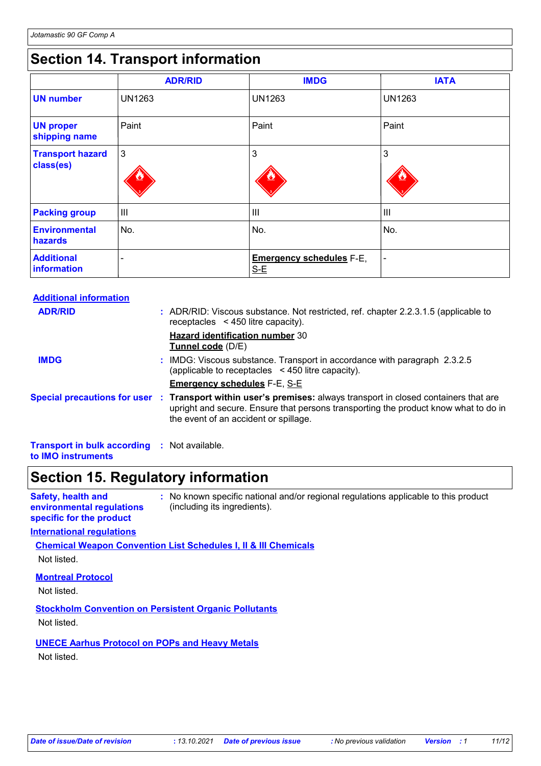# Section 14. Transport information

| | ADR/RID | IMDG | IATA |
|---|---|---|---|
| **UN number** | UN1263 | UN1263 | UN1263 |
| **UN proper shipping name** | Paint | Paint | Paint |
| **Transport hazard class(es)** | 3 | 3 | 3 |
| **Packing group** | III | III | III |
| **Environmental hazards** | No. | No. | No. |
| **Additional information** | - | **Emergency schedules** F-E, S-E | - |

**Additional information**

**ADR/RID** : ADR/RID: Viscous substance. Not restricted, ref. chapter 2.2.3.1.5 (applicable to receptacles < 450 litre capacity).

**Hazard identification number** 30
**Tunnel code** (D/E)

**IMDG** : IMDG: Viscous substance. Transport in accordance with paragraph 2.3.2.5 (applicable to receptacles < 450 litre capacity).

**Emergency schedules** F-E, S-E

**Special precautions for user** : **Transport within user's premises:** always transport in closed containers that are upright and secure. Ensure that persons transporting the product know what to do in the event of an accident or spillage.

**Transport in bulk according to IMO instruments** : Not available.

# Section 15. Regulatory information

**Safety, health and environmental regulations specific for the product** : No known specific national and/or regional regulations applicable to this product (including its ingredients).

**International regulations**

**Chemical Weapon Convention List Schedules I, II & III Chemicals**

Not listed.

**Montreal Protocol**

Not listed.

**Stockholm Convention on Persistent Organic Pollutants**

Not listed.

**UNECE Aarhus Protocol on POPs and Heavy Metals**

Not listed.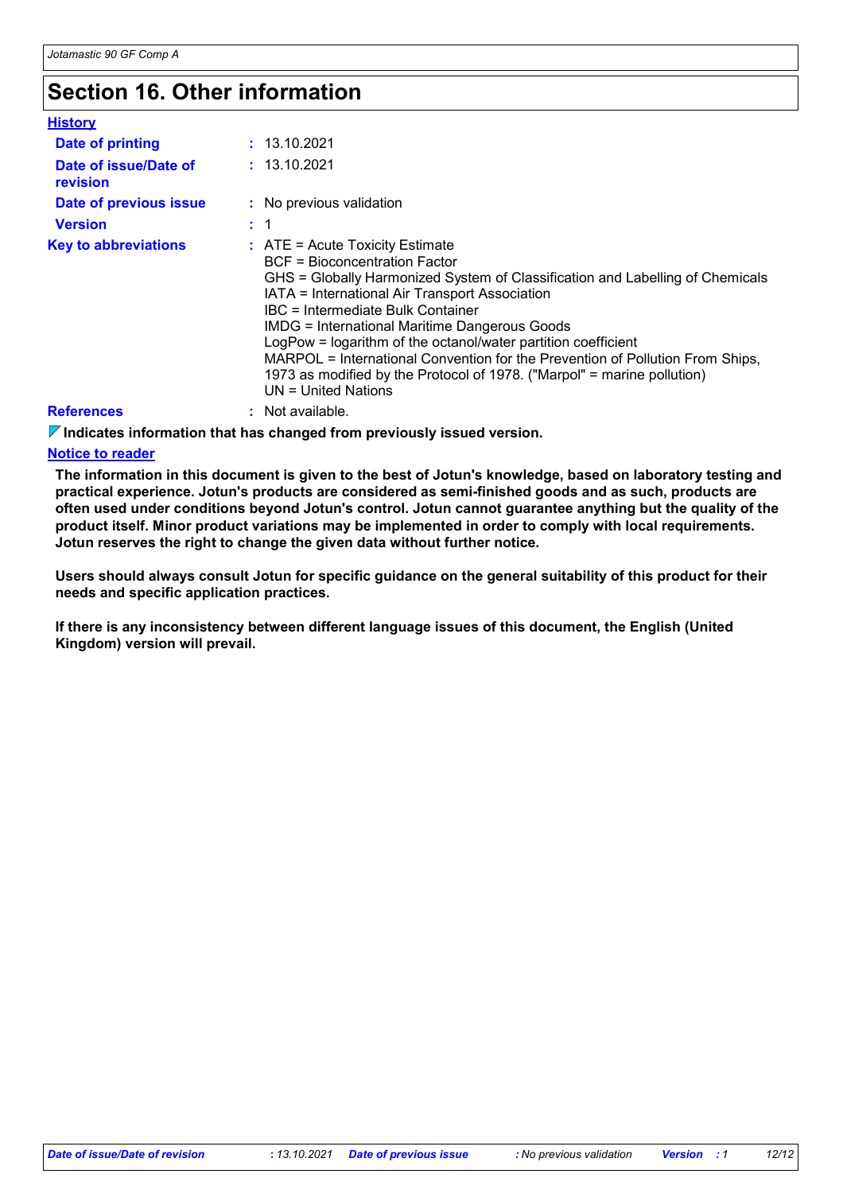# Section 16. Other information

**History**

| | |
|---|---|
| **Date of printing** | : 13.10.2021 |
| **Date of issue/Date of revision** | : 13.10.2021 |
| **Date of previous issue** | : No previous validation |
| **Version** | : 1 |

**Key to abbreviations** : ATE = Acute Toxicity Estimate
BCF = Bioconcentration Factor
GHS = Globally Harmonized System of Classification and Labelling of Chemicals
IATA = International Air Transport Association
IBC = Intermediate Bulk Container
IMDG = International Maritime Dangerous Goods
LogPow = logarithm of the octanol/water partition coefficient
MARPOL = International Convention for the Prevention of Pollution From Ships, 1973 as modified by the Protocol of 1978. ("Marpol" = marine pollution)
UN = United Nations

**References** : Not available.

**Indicates information that has changed from previously issued version.**

**Notice to reader**

**The information in this document is given to the best of Jotun's knowledge, based on laboratory testing and practical experience. Jotun's products are considered as semi-finished goods and as such, products are often used under conditions beyond Jotun's control. Jotun cannot guarantee anything but the quality of the product itself. Minor product variations may be implemented in order to comply with local requirements. Jotun reserves the right to change the given data without further notice.**

**Users should always consult Jotun for specific guidance on the general suitability of this product for their needs and specific application practices.**

**If there is any inconsistency between different language issues of this document, the English (United Kingdom) version will prevail.**